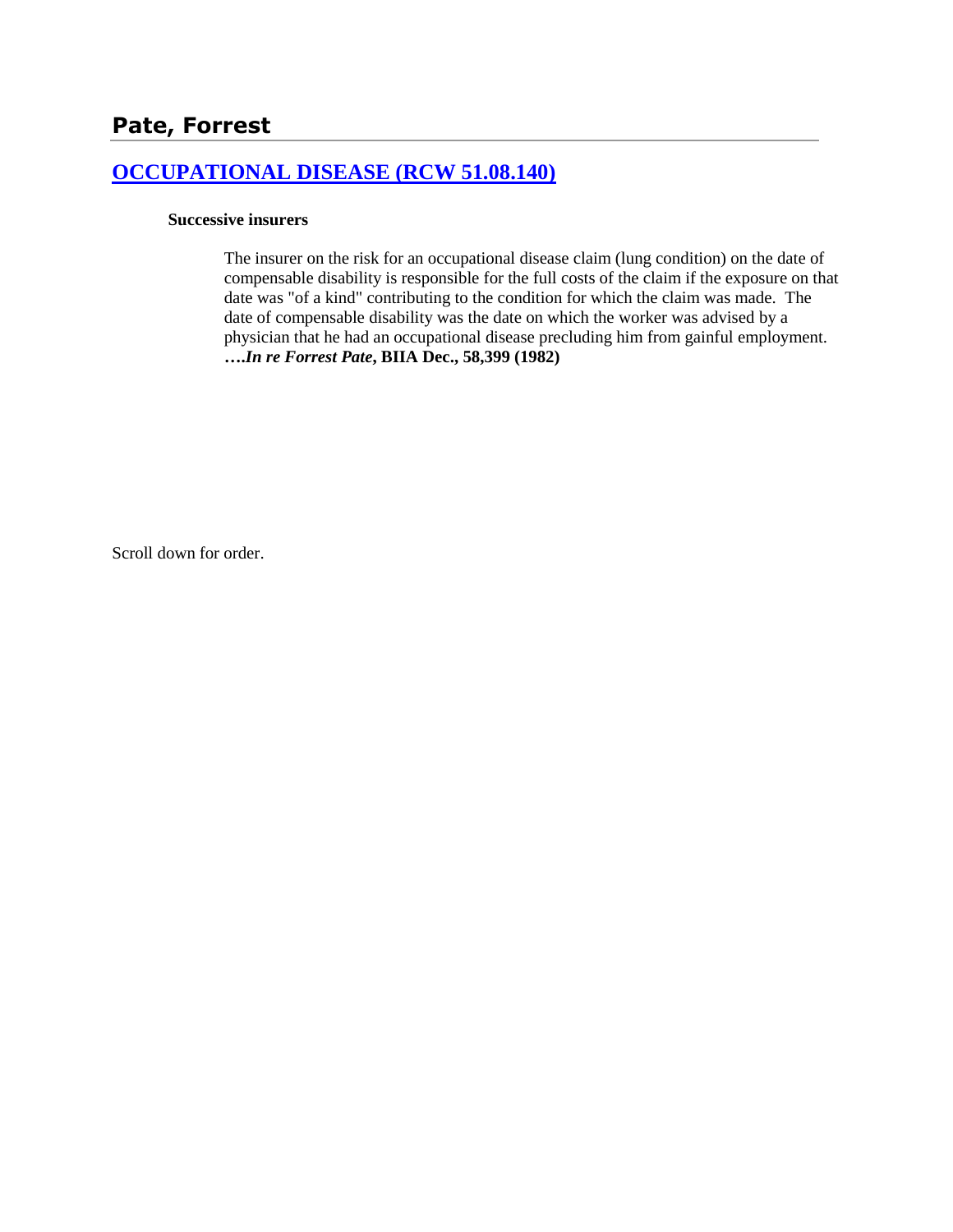# Pate, Forrest

## [OCCUPATIONAL DISEASE (RCW 51.08.140)]

**Successive insurers**

The insurer on the risk for an occupational disease claim (lung condition) on the date of compensable disability is responsible for the full costs of the claim if the exposure on that date was "of a kind" contributing to the condition for which the claim was made. The date of compensable disability was the date on which the worker was advised by a physician that he had an occupational disease precluding him from gainful employment. ***….In re Forrest Pate*, BIIA Dec., 58,399 (1982)**

Scroll down for order.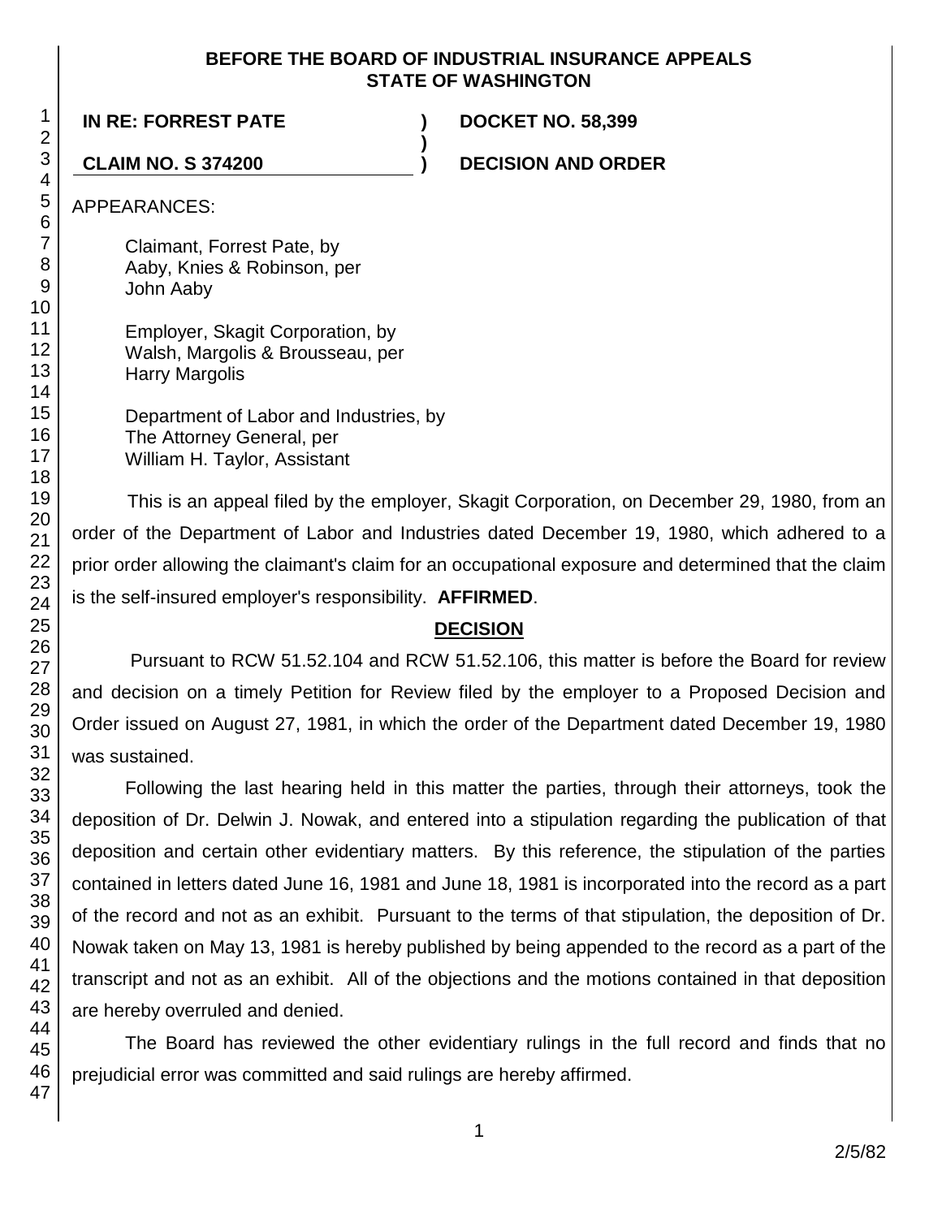**BEFORE THE BOARD OF INDUSTRIAL INSURANCE APPEALS**
**STATE OF WASHINGTON**

| | | |
|---|---|---|
| **IN RE: FORREST PATE** | **)** | **DOCKET NO. 58,399** |
| | **)** | |
| **CLAIM NO. S 374200** | **)** | **DECISION AND ORDER** |

APPEARANCES:

Claimant, Forrest Pate, by
Aaby, Knies & Robinson, per
John Aaby

Employer, Skagit Corporation, by
Walsh, Margolis & Brousseau, per
Harry Margolis

Department of Labor and Industries, by
The Attorney General, per
William H. Taylor, Assistant

This is an appeal filed by the employer, Skagit Corporation, on December 29, 1980, from an order of the Department of Labor and Industries dated December 19, 1980, which adhered to a prior order allowing the claimant's claim for an occupational exposure and determined that the claim is the self-insured employer's responsibility. **AFFIRMED**.

## DECISION

Pursuant to RCW 51.52.104 and RCW 51.52.106, this matter is before the Board for review and decision on a timely Petition for Review filed by the employer to a Proposed Decision and Order issued on August 27, 1981, in which the order of the Department dated December 19, 1980 was sustained.

Following the last hearing held in this matter the parties, through their attorneys, took the deposition of Dr. Delwin J. Nowak, and entered into a stipulation regarding the publication of that deposition and certain other evidentiary matters. By this reference, the stipulation of the parties contained in letters dated June 16, 1981 and June 18, 1981 is incorporated into the record as a part of the record and not as an exhibit. Pursuant to the terms of that stipulation, the deposition of Dr. Nowak taken on May 13, 1981 is hereby published by being appended to the record as a part of the transcript and not as an exhibit. All of the objections and the motions contained in that deposition are hereby overruled and denied.

The Board has reviewed the other evidentiary rulings in the full record and finds that no prejudicial error was committed and said rulings are hereby affirmed.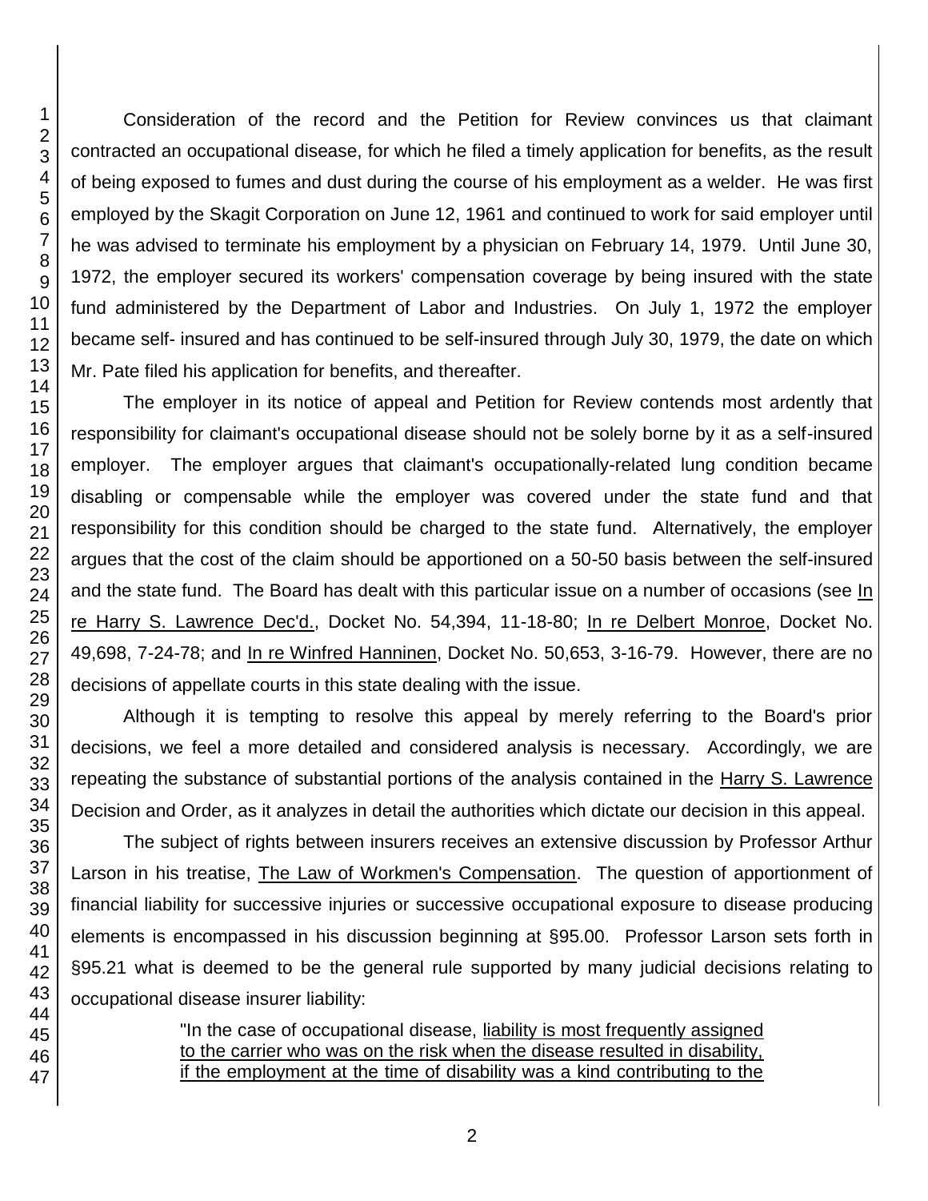Consideration of the record and the Petition for Review convinces us that claimant contracted an occupational disease, for which he filed a timely application for benefits, as the result of being exposed to fumes and dust during the course of his employment as a welder. He was first employed by the Skagit Corporation on June 12, 1961 and continued to work for said employer until he was advised to terminate his employment by a physician on February 14, 1979. Until June 30, 1972, the employer secured its workers' compensation coverage by being insured with the state fund administered by the Department of Labor and Industries. On July 1, 1972 the employer became self- insured and has continued to be self-insured through July 30, 1979, the date on which Mr. Pate filed his application for benefits, and thereafter.

The employer in its notice of appeal and Petition for Review contends most ardently that responsibility for claimant's occupational disease should not be solely borne by it as a self-insured employer. The employer argues that claimant's occupationally-related lung condition became disabling or compensable while the employer was covered under the state fund and that responsibility for this condition should be charged to the state fund. Alternatively, the employer argues that the cost of the claim should be apportioned on a 50-50 basis between the self-insured and the state fund. The Board has dealt with this particular issue on a number of occasions (see In re Harry S. Lawrence Dec'd., Docket No. 54,394, 11-18-80; In re Delbert Monroe, Docket No. 49,698, 7-24-78; and In re Winfred Hanninen, Docket No. 50,653, 3-16-79. However, there are no decisions of appellate courts in this state dealing with the issue.

Although it is tempting to resolve this appeal by merely referring to the Board's prior decisions, we feel a more detailed and considered analysis is necessary. Accordingly, we are repeating the substance of substantial portions of the analysis contained in the Harry S. Lawrence Decision and Order, as it analyzes in detail the authorities which dictate our decision in this appeal.

The subject of rights between insurers receives an extensive discussion by Professor Arthur Larson in his treatise, The Law of Workmen's Compensation. The question of apportionment of financial liability for successive injuries or successive occupational exposure to disease producing elements is encompassed in his discussion beginning at §95.00. Professor Larson sets forth in §95.21 what is deemed to be the general rule supported by many judicial decisions relating to occupational disease insurer liability:

> "In the case of occupational disease, liability is most frequently assigned to the carrier who was on the risk when the disease resulted in disability, if the employment at the time of disability was a kind contributing to the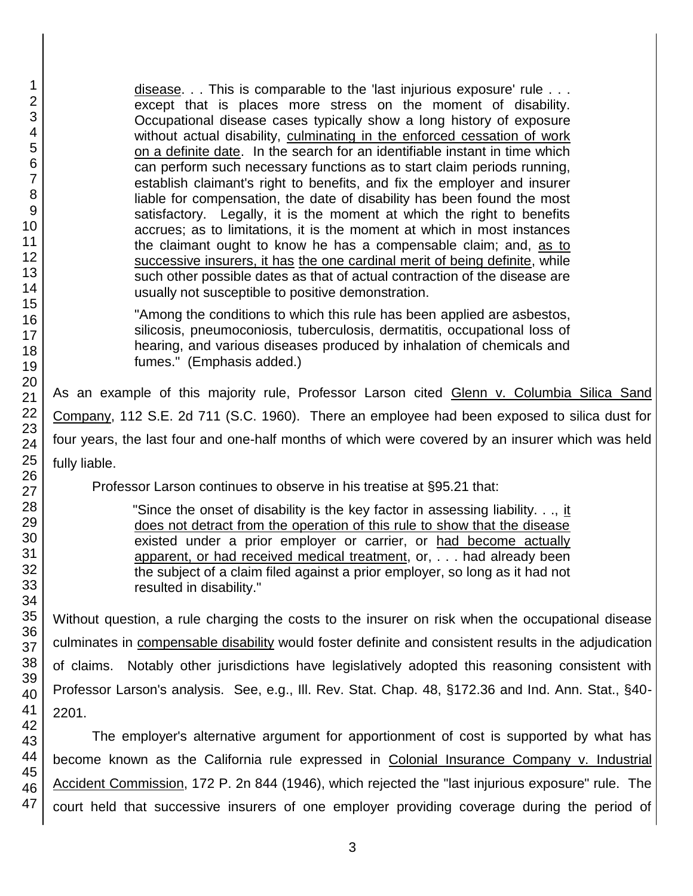> disease. . . This is comparable to the 'last injurious exposure' rule . . . except that is places more stress on the moment of disability. Occupational disease cases typically show a long history of exposure without actual disability, culminating in the enforced cessation of work on a definite date. In the search for an identifiable instant in time which can perform such necessary functions as to start claim periods running, establish claimant's right to benefits, and fix the employer and insurer liable for compensation, the date of disability has been found the most satisfactory. Legally, it is the moment at which the right to benefits accrues; as to limitations, it is the moment at which in most instances the claimant ought to know he has a compensable claim; and, as to successive insurers, it has the one cardinal merit of being definite, while such other possible dates as that of actual contraction of the disease are usually not susceptible to positive demonstration.
>
> "Among the conditions to which this rule has been applied are asbestos, silicosis, pneumoconiosis, tuberculosis, dermatitis, occupational loss of hearing, and various diseases produced by inhalation of chemicals and fumes." (Emphasis added.)

As an example of this majority rule, Professor Larson cited Glenn v. Columbia Silica Sand Company, 112 S.E. 2d 711 (S.C. 1960). There an employee had been exposed to silica dust for four years, the last four and one-half months of which were covered by an insurer which was held fully liable.

Professor Larson continues to observe in his treatise at §95.21 that:

> "Since the onset of disability is the key factor in assessing liability. . ., it does not detract from the operation of this rule to show that the disease existed under a prior employer or carrier, or had become actually apparent, or had received medical treatment, or, . . . had already been the subject of a claim filed against a prior employer, so long as it had not resulted in disability."

Without question, a rule charging the costs to the insurer on risk when the occupational disease culminates in compensable disability would foster definite and consistent results in the adjudication of claims. Notably other jurisdictions have legislatively adopted this reasoning consistent with Professor Larson's analysis. See, e.g., Ill. Rev. Stat. Chap. 48, §172.36 and Ind. Ann. Stat., §40-2201.

The employer's alternative argument for apportionment of cost is supported by what has become known as the California rule expressed in Colonial Insurance Company v. Industrial Accident Commission, 172 P. 2n 844 (1946), which rejected the "last injurious exposure" rule. The court held that successive insurers of one employer providing coverage during the period of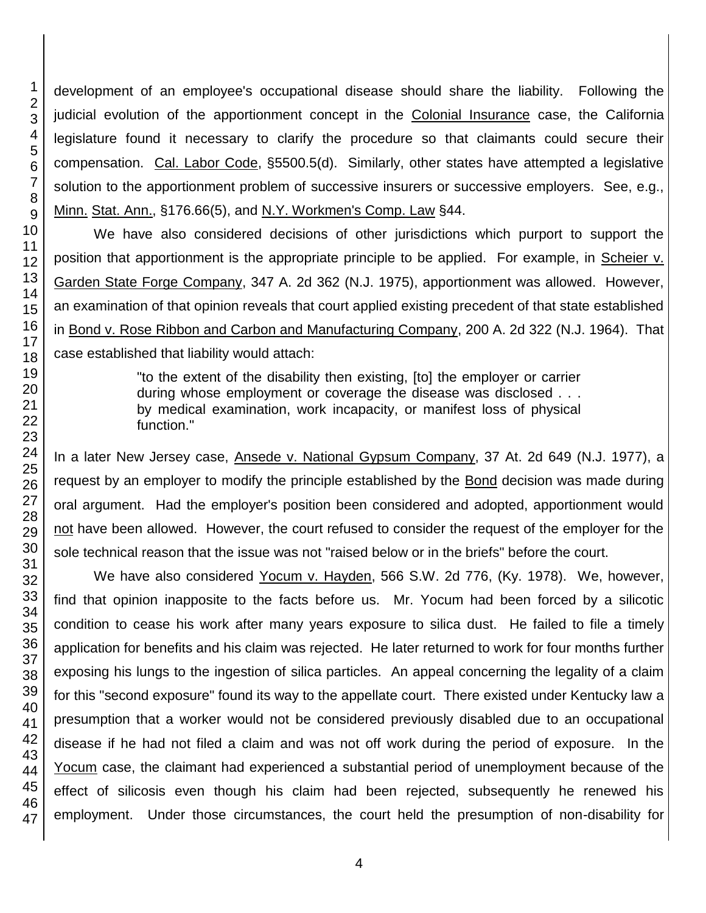development of an employee's occupational disease should share the liability. Following the judicial evolution of the apportionment concept in the Colonial Insurance case, the California legislature found it necessary to clarify the procedure so that claimants could secure their compensation. Cal. Labor Code, §5500.5(d). Similarly, other states have attempted a legislative solution to the apportionment problem of successive insurers or successive employers. See, e.g., Minn. Stat. Ann., §176.66(5), and N.Y. Workmen's Comp. Law §44.

We have also considered decisions of other jurisdictions which purport to support the position that apportionment is the appropriate principle to be applied. For example, in Scheier v. Garden State Forge Company, 347 A. 2d 362 (N.J. 1975), apportionment was allowed. However, an examination of that opinion reveals that court applied existing precedent of that state established in Bond v. Rose Ribbon and Carbon and Manufacturing Company, 200 A. 2d 322 (N.J. 1964). That case established that liability would attach:

> "to the extent of the disability then existing, [to] the employer or carrier during whose employment or coverage the disease was disclosed . . . by medical examination, work incapacity, or manifest loss of physical function."

In a later New Jersey case, Ansede v. National Gypsum Company, 37 At. 2d 649 (N.J. 1977), a request by an employer to modify the principle established by the Bond decision was made during oral argument. Had the employer's position been considered and adopted, apportionment would not have been allowed. However, the court refused to consider the request of the employer for the sole technical reason that the issue was not "raised below or in the briefs" before the court.

We have also considered Yocum v. Hayden, 566 S.W. 2d 776, (Ky. 1978). We, however, find that opinion inapposite to the facts before us. Mr. Yocum had been forced by a silicotic condition to cease his work after many years exposure to silica dust. He failed to file a timely application for benefits and his claim was rejected. He later returned to work for four months further exposing his lungs to the ingestion of silica particles. An appeal concerning the legality of a claim for this "second exposure" found its way to the appellate court. There existed under Kentucky law a presumption that a worker would not be considered previously disabled due to an occupational disease if he had not filed a claim and was not off work during the period of exposure. In the Yocum case, the claimant had experienced a substantial period of unemployment because of the effect of silicosis even though his claim had been rejected, subsequently he renewed his employment. Under those circumstances, the court held the presumption of non-disability for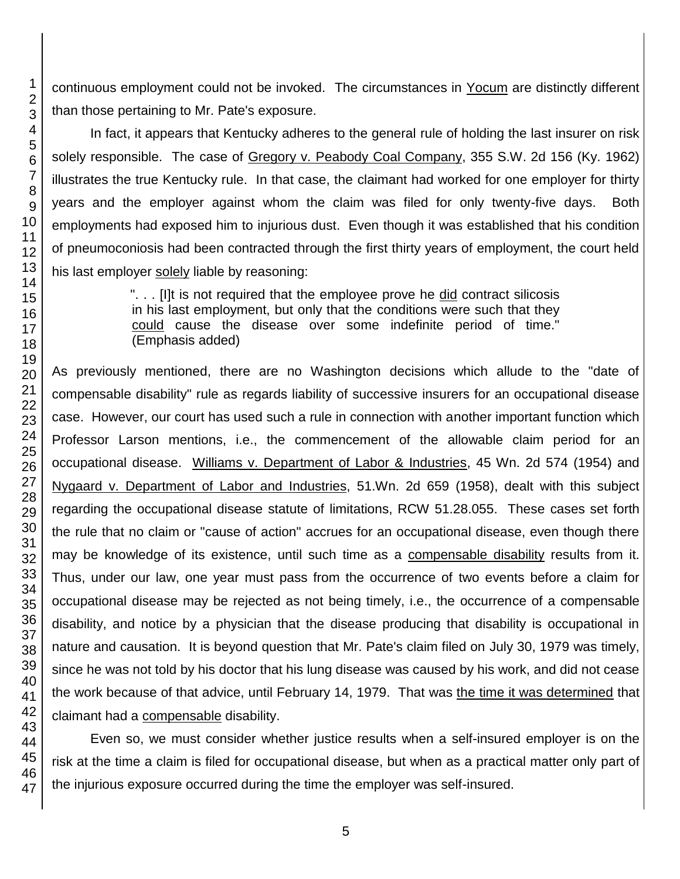continuous employment could not be invoked. The circumstances in Yocum are distinctly different than those pertaining to Mr. Pate's exposure.

In fact, it appears that Kentucky adheres to the general rule of holding the last insurer on risk solely responsible. The case of Gregory v. Peabody Coal Company, 355 S.W. 2d 156 (Ky. 1962) illustrates the true Kentucky rule. In that case, the claimant had worked for one employer for thirty years and the employer against whom the claim was filed for only twenty-five days. Both employments had exposed him to injurious dust. Even though it was established that his condition of pneumoconiosis had been contracted through the first thirty years of employment, the court held his last employer solely liable by reasoning:

> ". . . [I]t is not required that the employee prove he did contract silicosis in his last employment, but only that the conditions were such that they could cause the disease over some indefinite period of time." (Emphasis added)

As previously mentioned, there are no Washington decisions which allude to the "date of compensable disability" rule as regards liability of successive insurers for an occupational disease case. However, our court has used such a rule in connection with another important function which Professor Larson mentions, i.e., the commencement of the allowable claim period for an occupational disease. Williams v. Department of Labor & Industries, 45 Wn. 2d 574 (1954) and Nygaard v. Department of Labor and Industries, 51.Wn. 2d 659 (1958), dealt with this subject regarding the occupational disease statute of limitations, RCW 51.28.055. These cases set forth the rule that no claim or "cause of action" accrues for an occupational disease, even though there may be knowledge of its existence, until such time as a compensable disability results from it. Thus, under our law, one year must pass from the occurrence of two events before a claim for occupational disease may be rejected as not being timely, i.e., the occurrence of a compensable disability, and notice by a physician that the disease producing that disability is occupational in nature and causation. It is beyond question that Mr. Pate's claim filed on July 30, 1979 was timely, since he was not told by his doctor that his lung disease was caused by his work, and did not cease the work because of that advice, until February 14, 1979. That was the time it was determined that claimant had a compensable disability.

Even so, we must consider whether justice results when a self-insured employer is on the risk at the time a claim is filed for occupational disease, but when as a practical matter only part of the injurious exposure occurred during the time the employer was self-insured.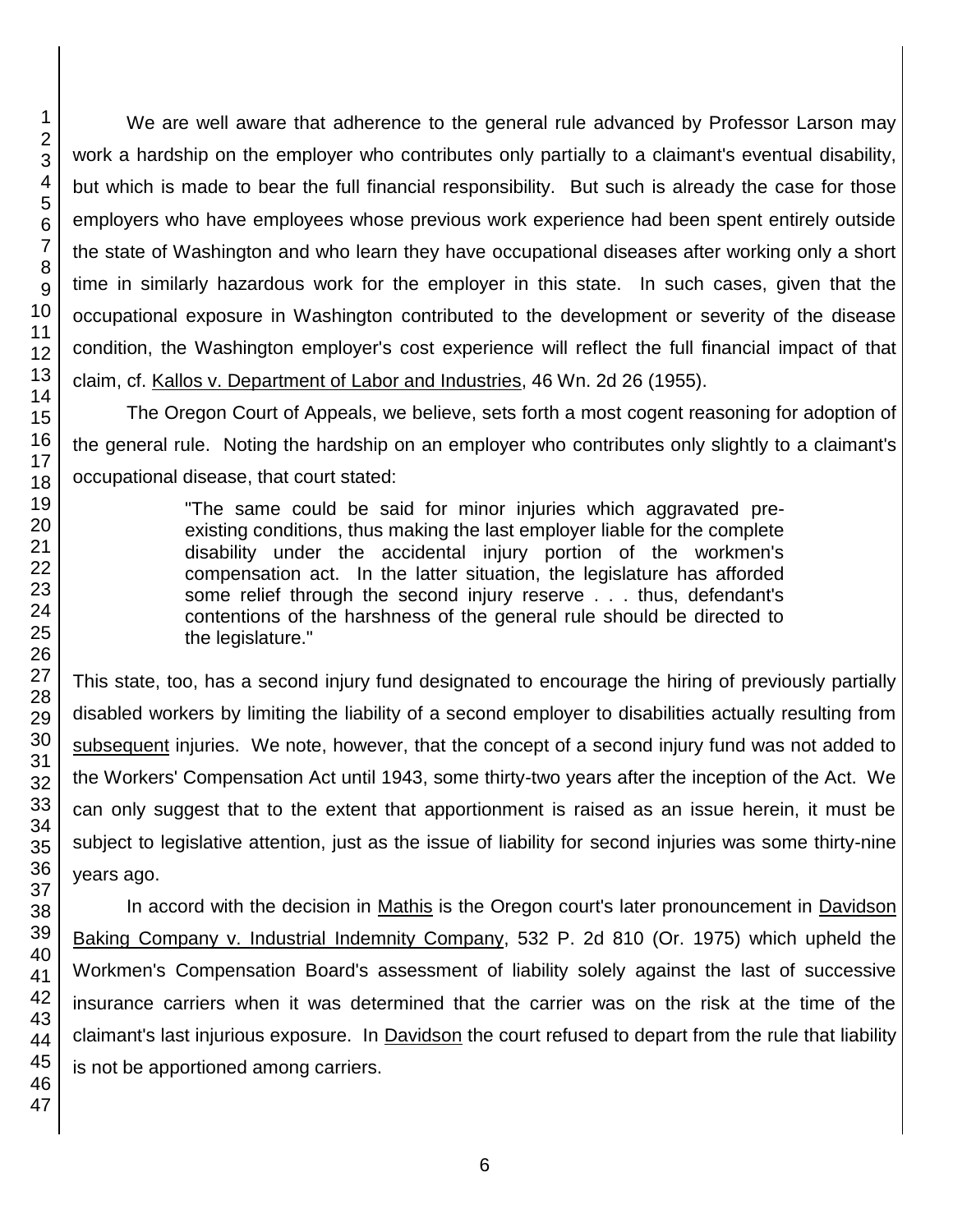We are well aware that adherence to the general rule advanced by Professor Larson may work a hardship on the employer who contributes only partially to a claimant's eventual disability, but which is made to bear the full financial responsibility. But such is already the case for those employers who have employees whose previous work experience had been spent entirely outside the state of Washington and who learn they have occupational diseases after working only a short time in similarly hazardous work for the employer in this state. In such cases, given that the occupational exposure in Washington contributed to the development or severity of the disease condition, the Washington employer's cost experience will reflect the full financial impact of that claim, cf. Kallos v. Department of Labor and Industries, 46 Wn. 2d 26 (1955).

The Oregon Court of Appeals, we believe, sets forth a most cogent reasoning for adoption of the general rule. Noting the hardship on an employer who contributes only slightly to a claimant's occupational disease, that court stated:

> "The same could be said for minor injuries which aggravated pre-existing conditions, thus making the last employer liable for the complete disability under the accidental injury portion of the workmen's compensation act. In the latter situation, the legislature has afforded some relief through the second injury reserve . . . thus, defendant's contentions of the harshness of the general rule should be directed to the legislature."

This state, too, has a second injury fund designated to encourage the hiring of previously partially disabled workers by limiting the liability of a second employer to disabilities actually resulting from subsequent injuries. We note, however, that the concept of a second injury fund was not added to the Workers' Compensation Act until 1943, some thirty-two years after the inception of the Act. We can only suggest that to the extent that apportionment is raised as an issue herein, it must be subject to legislative attention, just as the issue of liability for second injuries was some thirty-nine years ago.

In accord with the decision in Mathis is the Oregon court's later pronouncement in Davidson Baking Company v. Industrial Indemnity Company, 532 P. 2d 810 (Or. 1975) which upheld the Workmen's Compensation Board's assessment of liability solely against the last of successive insurance carriers when it was determined that the carrier was on the risk at the time of the claimant's last injurious exposure. In Davidson the court refused to depart from the rule that liability is not be apportioned among carriers.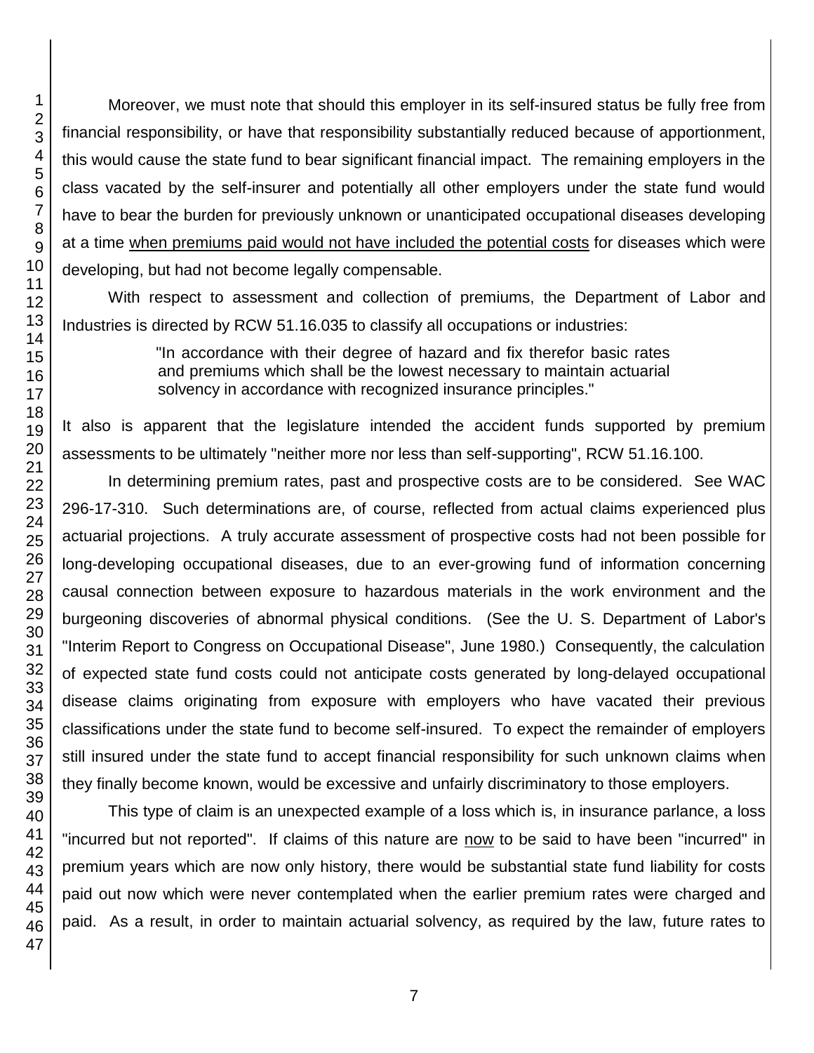Moreover, we must note that should this employer in its self-insured status be fully free from financial responsibility, or have that responsibility substantially reduced because of apportionment, this would cause the state fund to bear significant financial impact. The remaining employers in the class vacated by the self-insurer and potentially all other employers under the state fund would have to bear the burden for previously unknown or unanticipated occupational diseases developing at a time <u>when premiums paid would not have included the potential costs</u> for diseases which were developing, but had not become legally compensable.

With respect to assessment and collection of premiums, the Department of Labor and Industries is directed by RCW 51.16.035 to classify all occupations or industries:

> "In accordance with their degree of hazard and fix therefor basic rates and premiums which shall be the lowest necessary to maintain actuarial solvency in accordance with recognized insurance principles."

It also is apparent that the legislature intended the accident funds supported by premium assessments to be ultimately "neither more nor less than self-supporting", RCW 51.16.100.

In determining premium rates, past and prospective costs are to be considered. See WAC 296-17-310. Such determinations are, of course, reflected from actual claims experienced plus actuarial projections. A truly accurate assessment of prospective costs had not been possible for long-developing occupational diseases, due to an ever-growing fund of information concerning causal connection between exposure to hazardous materials in the work environment and the burgeoning discoveries of abnormal physical conditions. (See the U. S. Department of Labor's "Interim Report to Congress on Occupational Disease", June 1980.) Consequently, the calculation of expected state fund costs could not anticipate costs generated by long-delayed occupational disease claims originating from exposure with employers who have vacated their previous classifications under the state fund to become self-insured. To expect the remainder of employers still insured under the state fund to accept financial responsibility for such unknown claims when they finally become known, would be excessive and unfairly discriminatory to those employers.

This type of claim is an unexpected example of a loss which is, in insurance parlance, a loss "incurred but not reported". If claims of this nature are <u>now</u> to be said to have been "incurred" in premium years which are now only history, there would be substantial state fund liability for costs paid out now which were never contemplated when the earlier premium rates were charged and paid. As a result, in order to maintain actuarial solvency, as required by the law, future rates to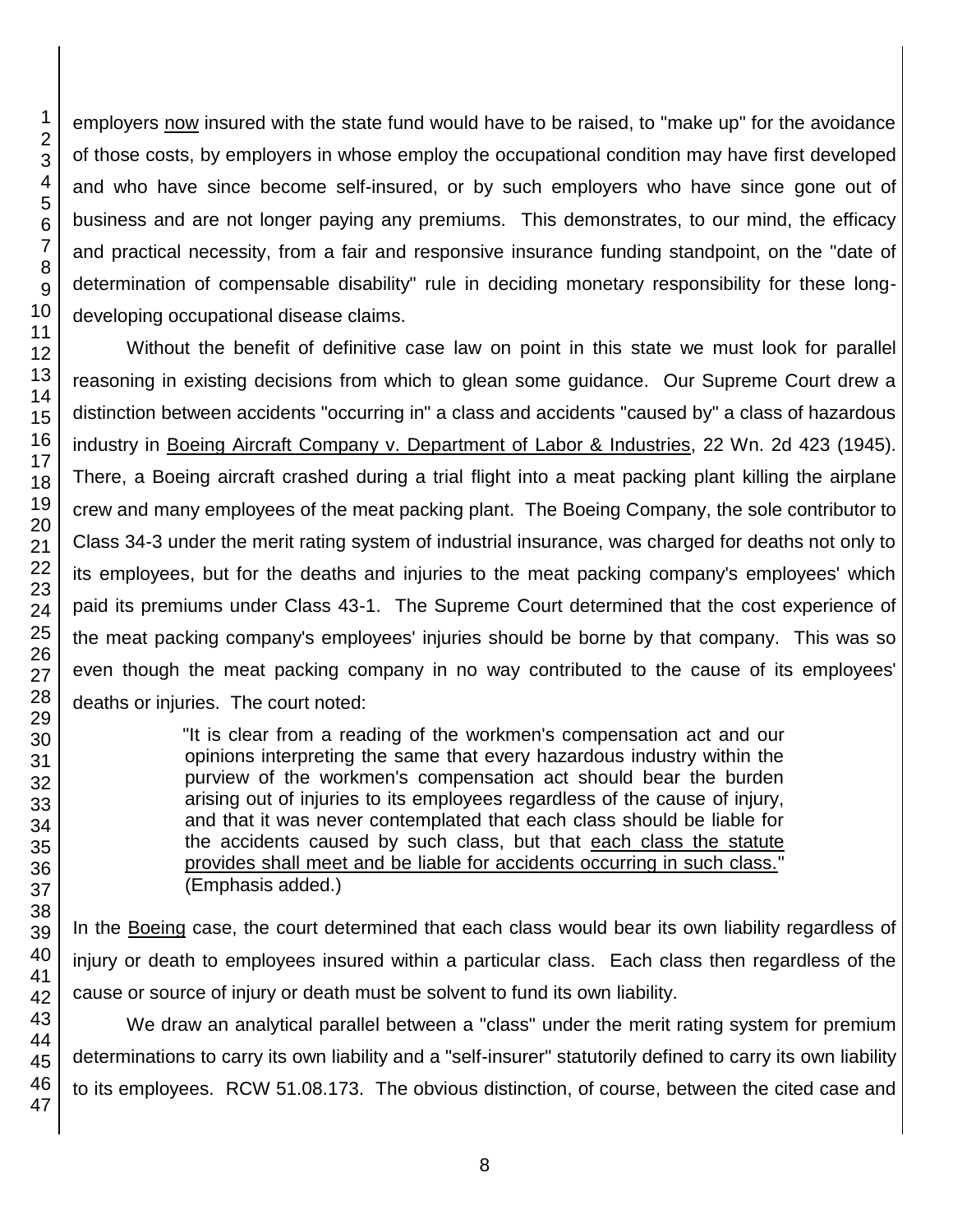employers now insured with the state fund would have to be raised, to "make up" for the avoidance of those costs, by employers in whose employ the occupational condition may have first developed and who have since become self-insured, or by such employers who have since gone out of business and are not longer paying any premiums. This demonstrates, to our mind, the efficacy and practical necessity, from a fair and responsive insurance funding standpoint, on the "date of determination of compensable disability" rule in deciding monetary responsibility for these long-developing occupational disease claims.

Without the benefit of definitive case law on point in this state we must look for parallel reasoning in existing decisions from which to glean some guidance. Our Supreme Court drew a distinction between accidents "occurring in" a class and accidents "caused by" a class of hazardous industry in Boeing Aircraft Company v. Department of Labor & Industries, 22 Wn. 2d 423 (1945). There, a Boeing aircraft crashed during a trial flight into a meat packing plant killing the airplane crew and many employees of the meat packing plant. The Boeing Company, the sole contributor to Class 34-3 under the merit rating system of industrial insurance, was charged for deaths not only to its employees, but for the deaths and injuries to the meat packing company's employees' which paid its premiums under Class 43-1. The Supreme Court determined that the cost experience of the meat packing company's employees' injuries should be borne by that company. This was so even though the meat packing company in no way contributed to the cause of its employees' deaths or injuries. The court noted:

> "It is clear from a reading of the workmen's compensation act and our opinions interpreting the same that every hazardous industry within the purview of the workmen's compensation act should bear the burden arising out of injuries to its employees regardless of the cause of injury, and that it was never contemplated that each class should be liable for the accidents caused by such class, but that each class the statute provides shall meet and be liable for accidents occurring in such class." (Emphasis added.)

In the Boeing case, the court determined that each class would bear its own liability regardless of injury or death to employees insured within a particular class. Each class then regardless of the cause or source of injury or death must be solvent to fund its own liability.

We draw an analytical parallel between a "class" under the merit rating system for premium determinations to carry its own liability and a "self-insurer" statutorily defined to carry its own liability to its employees. RCW 51.08.173. The obvious distinction, of course, between the cited case and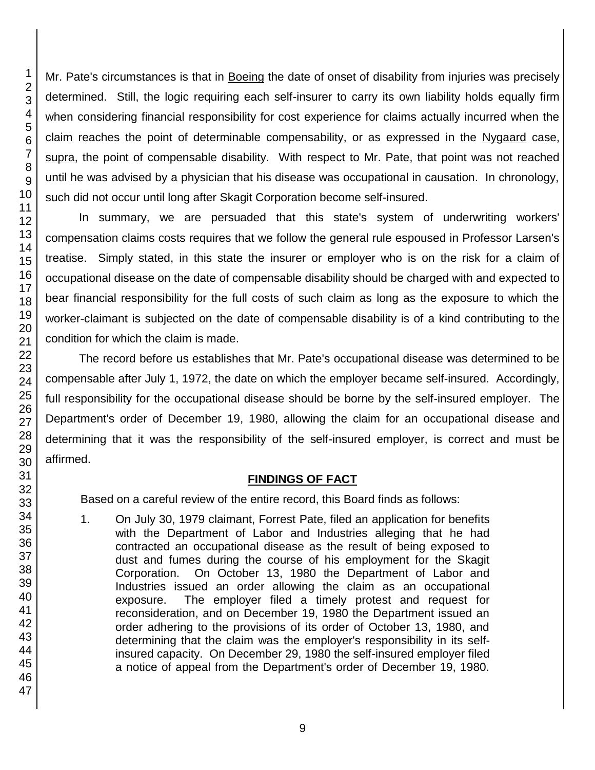Mr. Pate's circumstances is that in Boeing the date of onset of disability from injuries was precisely determined. Still, the logic requiring each self-insurer to carry its own liability holds equally firm when considering financial responsibility for cost experience for claims actually incurred when the claim reaches the point of determinable compensability, or as expressed in the Nygaard case, supra, the point of compensable disability. With respect to Mr. Pate, that point was not reached until he was advised by a physician that his disease was occupational in causation. In chronology, such did not occur until long after Skagit Corporation become self-insured.

In summary, we are persuaded that this state's system of underwriting workers' compensation claims costs requires that we follow the general rule espoused in Professor Larsen's treatise. Simply stated, in this state the insurer or employer who is on the risk for a claim of occupational disease on the date of compensable disability should be charged with and expected to bear financial responsibility for the full costs of such claim as long as the exposure to which the worker-claimant is subjected on the date of compensable disability is of a kind contributing to the condition for which the claim is made.

The record before us establishes that Mr. Pate's occupational disease was determined to be compensable after July 1, 1972, the date on which the employer became self-insured. Accordingly, full responsibility for the occupational disease should be borne by the self-insured employer. The Department's order of December 19, 1980, allowing the claim for an occupational disease and determining that it was the responsibility of the self-insured employer, is correct and must be affirmed.

## FINDINGS OF FACT

Based on a careful review of the entire record, this Board finds as follows:

1. On July 30, 1979 claimant, Forrest Pate, filed an application for benefits with the Department of Labor and Industries alleging that he had contracted an occupational disease as the result of being exposed to dust and fumes during the course of his employment for the Skagit Corporation. On October 13, 1980 the Department of Labor and Industries issued an order allowing the claim as an occupational exposure. The employer filed a timely protest and request for reconsideration, and on December 19, 1980 the Department issued an order adhering to the provisions of its order of October 13, 1980, and determining that the claim was the employer's responsibility in its self-insured capacity. On December 29, 1980 the self-insured employer filed a notice of appeal from the Department's order of December 19, 1980.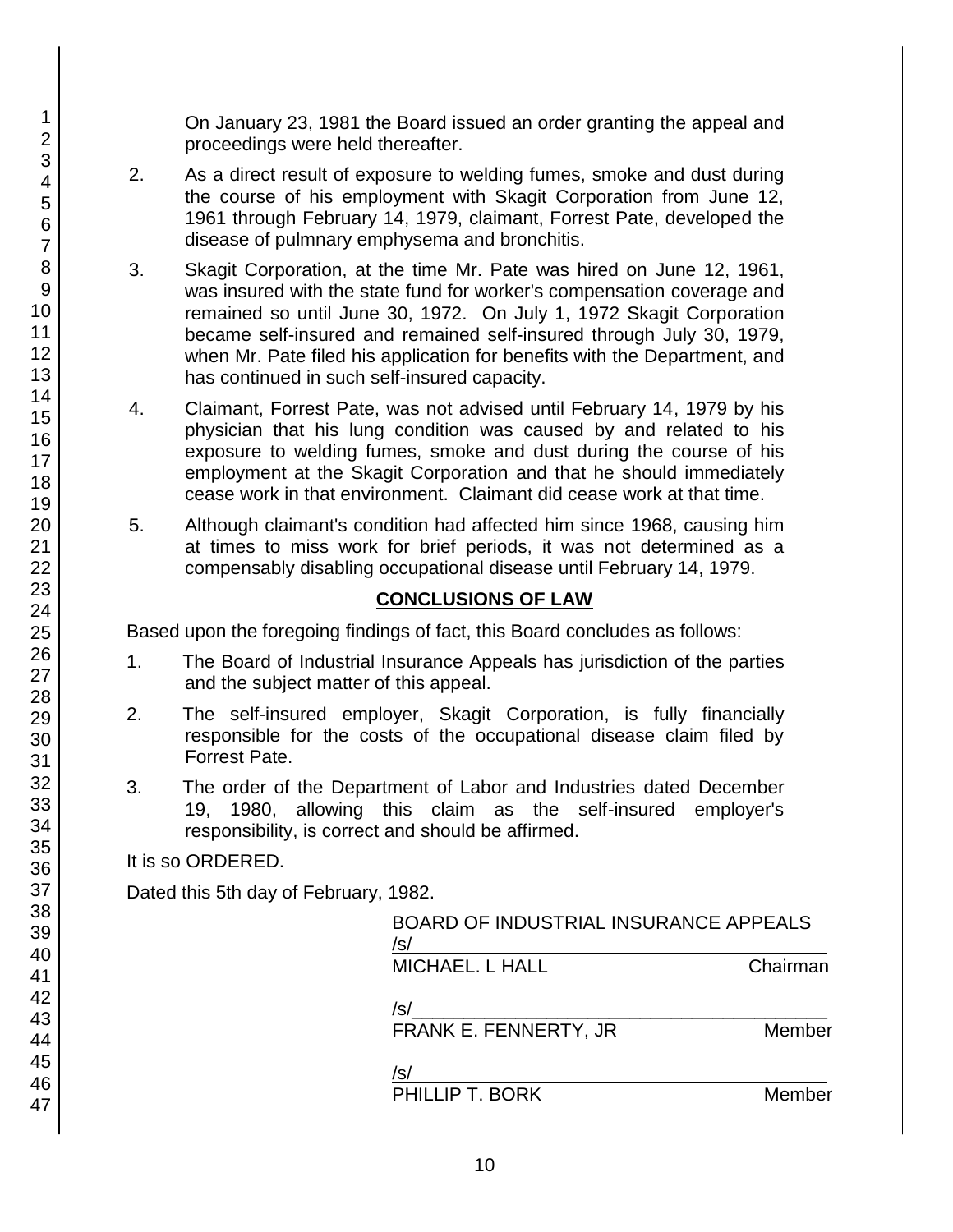On January 23, 1981 the Board issued an order granting the appeal and proceedings were held thereafter.

2. As a direct result of exposure to welding fumes, smoke and dust during the course of his employment with Skagit Corporation from June 12, 1961 through February 14, 1979, claimant, Forrest Pate, developed the disease of pulmnary emphysema and bronchitis.

3. Skagit Corporation, at the time Mr. Pate was hired on June 12, 1961, was insured with the state fund for worker's compensation coverage and remained so until June 30, 1972. On July 1, 1972 Skagit Corporation became self-insured and remained self-insured through July 30, 1979, when Mr. Pate filed his application for benefits with the Department, and has continued in such self-insured capacity.

4. Claimant, Forrest Pate, was not advised until February 14, 1979 by his physician that his lung condition was caused by and related to his exposure to welding fumes, smoke and dust during the course of his employment at the Skagit Corporation and that he should immediately cease work in that environment. Claimant did cease work at that time.

5. Although claimant's condition had affected him since 1968, causing him at times to miss work for brief periods, it was not determined as a compensably disabling occupational disease until February 14, 1979.

## CONCLUSIONS OF LAW

Based upon the foregoing findings of fact, this Board concludes as follows:

1. The Board of Industrial Insurance Appeals has jurisdiction of the parties and the subject matter of this appeal.

2. The self-insured employer, Skagit Corporation, is fully financially responsible for the costs of the occupational disease claim filed by Forrest Pate.

3. The order of the Department of Labor and Industries dated December 19, 1980, allowing this claim as the self-insured employer's responsibility, is correct and should be affirmed.

It is so ORDERED.

Dated this 5th day of February, 1982.

BOARD OF INDUSTRIAL INSURANCE APPEALS

/s/
MICHAEL. L HALL Chairman

/s/
FRANK E. FENNERTY, JR Member

/s/
PHILLIP T. BORK Member